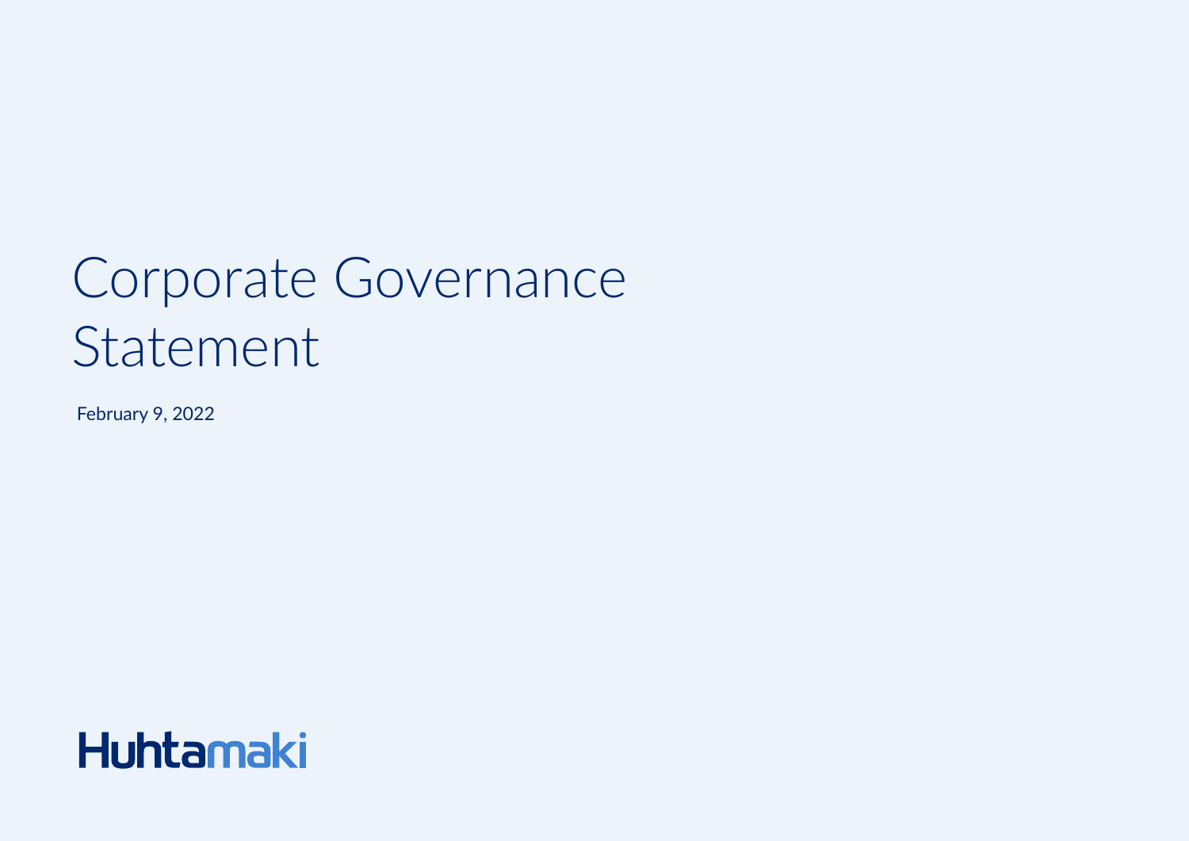# Corporate Governance Statement

February 9, 2022

Huhtamaki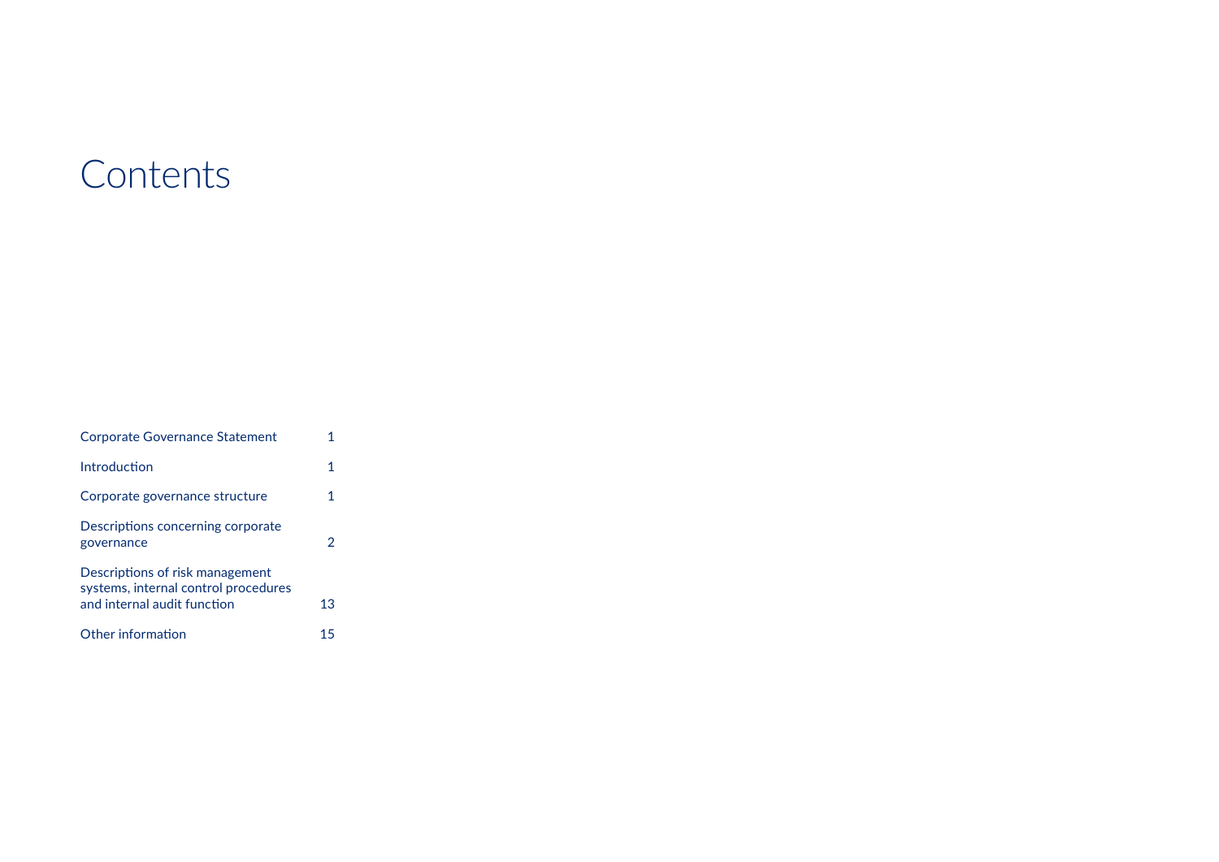# Contents

| | |
|---|---|
| Corporate Governance Statement | 1 |
| Introduction | 1 |
| Corporate governance structure | 1 |
| Descriptions concerning corporate governance | 2 |
| Descriptions of risk management systems, internal control procedures and internal audit function | 13 |
| Other information | 15 |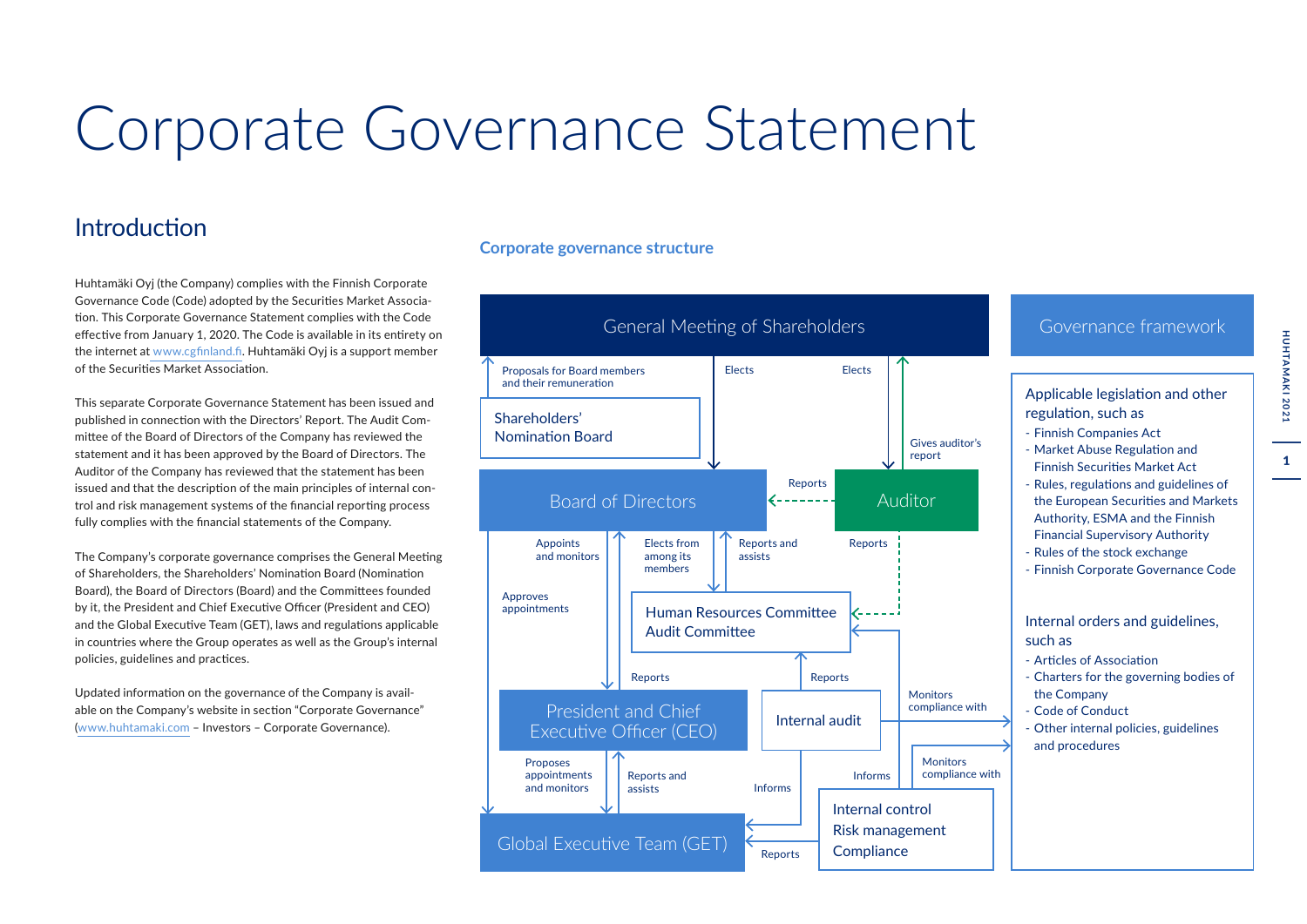# Corporate Governance Statement

## Introduction

Huhtamäki Oyj (the Company) complies with the Finnish Corporate Governance Code (Code) adopted by the Securities Market Association. This Corporate Governance Statement complies with the Code effective from January 1, 2020. The Code is available in its entirety on the internet at www.cgfinland.fi. Huhtamäki Oyj is a support member of the Securities Market Association.

This separate Corporate Governance Statement has been issued and published in connection with the Directors' Report. The Audit Committee of the Board of Directors of the Company has reviewed the statement and it has been approved by the Board of Directors. The Auditor of the Company has reviewed that the statement has been issued and that the description of the main principles of internal control and risk management systems of the financial reporting process fully complies with the financial statements of the Company.

The Company's corporate governance comprises the General Meeting of Shareholders, the Shareholders' Nomination Board (Nomination Board), the Board of Directors (Board) and the Committees founded by it, the President and Chief Executive Officer (President and CEO) and the Global Executive Team (GET), laws and regulations applicable in countries where the Group operates as well as the Group's internal policies, guidelines and practices.

Updated information on the governance of the Company is available on the Company's website in section "Corporate Governance" (www.huhtamaki.com – Investors – Corporate Governance).

### Corporate governance structure

General Meeting of Shareholders

- Shareholders' Nomination Board → General Meeting of Shareholders: Proposals for Board members and their remuneration
- General Meeting of Shareholders → Board of Directors: Elects
- General Meeting of Shareholders → Auditor: Elects
- Auditor → General Meeting of Shareholders: Gives auditor's report
- Auditor → Board of Directors: Reports
- Auditor → Human Resources Committee / Audit Committee: Reports
- Board of Directors → President and Chief Executive Officer (CEO): Appoints and monitors
- Board of Directors → Human Resources Committee / Audit Committee: Elects from among its members
- Human Resources Committee / Audit Committee → Board of Directors: Reports and assists
- Board of Directors → Global Executive Team (GET): Approves appointments
- President and Chief Executive Officer (CEO) → Board of Directors: Reports
- President and Chief Executive Officer (CEO) → Global Executive Team (GET): Proposes appointments and monitors
- Global Executive Team (GET) → President and Chief Executive Officer (CEO): Reports and assists
- Internal audit → Human Resources Committee / Audit Committee: Reports
- Internal audit → Global Executive Team (GET): Informs
- Internal audit → Governance framework: Monitors compliance with
- Internal control / Risk management / Compliance → Internal audit: Informs
- Internal control / Risk management / Compliance → Global Executive Team (GET): Reports
- Internal control / Risk management / Compliance → Governance framework: Monitors compliance with

**Governance framework**

Applicable legislation and other regulation, such as
- Finnish Companies Act
- Market Abuse Regulation and Finnish Securities Market Act
- Rules, regulations and guidelines of the European Securities and Markets Authority, ESMA and the Finnish Financial Supervisory Authority
- Rules of the stock exchange
- Finnish Corporate Governance Code

Internal orders and guidelines, such as
- Articles of Association
- Charters for the governing bodies of the Company
- Code of Conduct
- Other internal policies, guidelines and procedures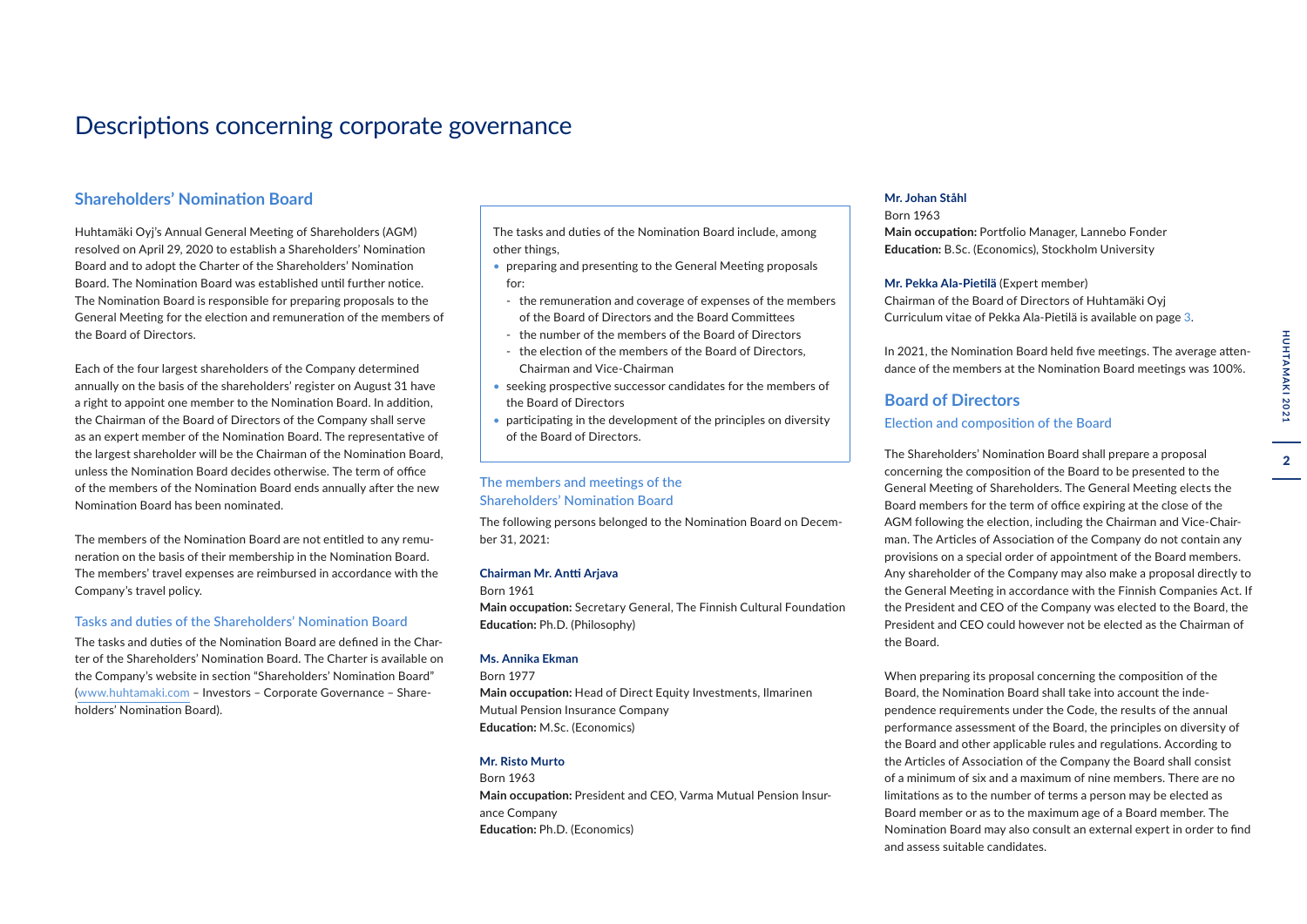# Descriptions concerning corporate governance

## Shareholders' Nomination Board

Huhtamäki Oyj's Annual General Meeting of Shareholders (AGM) resolved on April 29, 2020 to establish a Shareholders' Nomination Board and to adopt the Charter of the Shareholders' Nomination Board. The Nomination Board was established until further notice. The Nomination Board is responsible for preparing proposals to the General Meeting for the election and remuneration of the members of the Board of Directors.

Each of the four largest shareholders of the Company determined annually on the basis of the shareholders' register on August 31 have a right to appoint one member to the Nomination Board. In addition, the Chairman of the Board of Directors of the Company shall serve as an expert member of the Nomination Board. The representative of the largest shareholder will be the Chairman of the Nomination Board, unless the Nomination Board decides otherwise. The term of office of the members of the Nomination Board ends annually after the new Nomination Board has been nominated.

The members of the Nomination Board are not entitled to any remuneration on the basis of their membership in the Nomination Board. The members' travel expenses are reimbursed in accordance with the Company's travel policy.

### Tasks and duties of the Shareholders' Nomination Board

The tasks and duties of the Nomination Board are defined in the Charter of the Shareholders' Nomination Board. The Charter is available on the Company's website in section "Shareholders' Nomination Board" (www.huhtamaki.com – Investors – Corporate Governance – Shareholders' Nomination Board).

The tasks and duties of the Nomination Board include, among other things,

- preparing and presenting to the General Meeting proposals for:
  - the remuneration and coverage of expenses of the members of the Board of Directors and the Board Committees
  - the number of the members of the Board of Directors
  - the election of the members of the Board of Directors, Chairman and Vice-Chairman
- seeking prospective successor candidates for the members of the Board of Directors
- participating in the development of the principles on diversity of the Board of Directors.

### The members and meetings of the Shareholders' Nomination Board

The following persons belonged to the Nomination Board on December 31, 2021:

**Chairman Mr. Antti Arjava**
Born 1961
**Main occupation:** Secretary General, The Finnish Cultural Foundation
**Education:** Ph.D. (Philosophy)

**Ms. Annika Ekman**
Born 1977
**Main occupation:** Head of Direct Equity Investments, Ilmarinen Mutual Pension Insurance Company
**Education:** M.Sc. (Economics)

**Mr. Risto Murto**
Born 1963
**Main occupation:** President and CEO, Varma Mutual Pension Insurance Company
**Education:** Ph.D. (Economics)

**Mr. Johan Ståhl**
Born 1963
**Main occupation:** Portfolio Manager, Lannebo Fonder
**Education:** B.Sc. (Economics), Stockholm University

**Mr. Pekka Ala-Pietilä** (Expert member)
Chairman of the Board of Directors of Huhtamäki Oyj
Curriculum vitae of Pekka Ala-Pietilä is available on page 3.

In 2021, the Nomination Board held five meetings. The average attendance of the members at the Nomination Board meetings was 100%.

## Board of Directors

### Election and composition of the Board

The Shareholders' Nomination Board shall prepare a proposal concerning the composition of the Board to be presented to the General Meeting of Shareholders. The General Meeting elects the Board members for the term of office expiring at the close of the AGM following the election, including the Chairman and Vice-Chairman. The Articles of Association of the Company do not contain any provisions on a special order of appointment of the Board members. Any shareholder of the Company may also make a proposal directly to the General Meeting in accordance with the Finnish Companies Act. If the President and CEO of the Company was elected to the Board, the President and CEO could however not be elected as the Chairman of the Board.

When preparing its proposal concerning the composition of the Board, the Nomination Board shall take into account the independence requirements under the Code, the results of the annual performance assessment of the Board, the principles on diversity of the Board and other applicable rules and regulations. According to the Articles of Association of the Company the Board shall consist of a minimum of six and a maximum of nine members. There are no limitations as to the number of terms a person may be elected as Board member or as to the maximum age of a Board member. The Nomination Board may also consult an external expert in order to find and assess suitable candidates.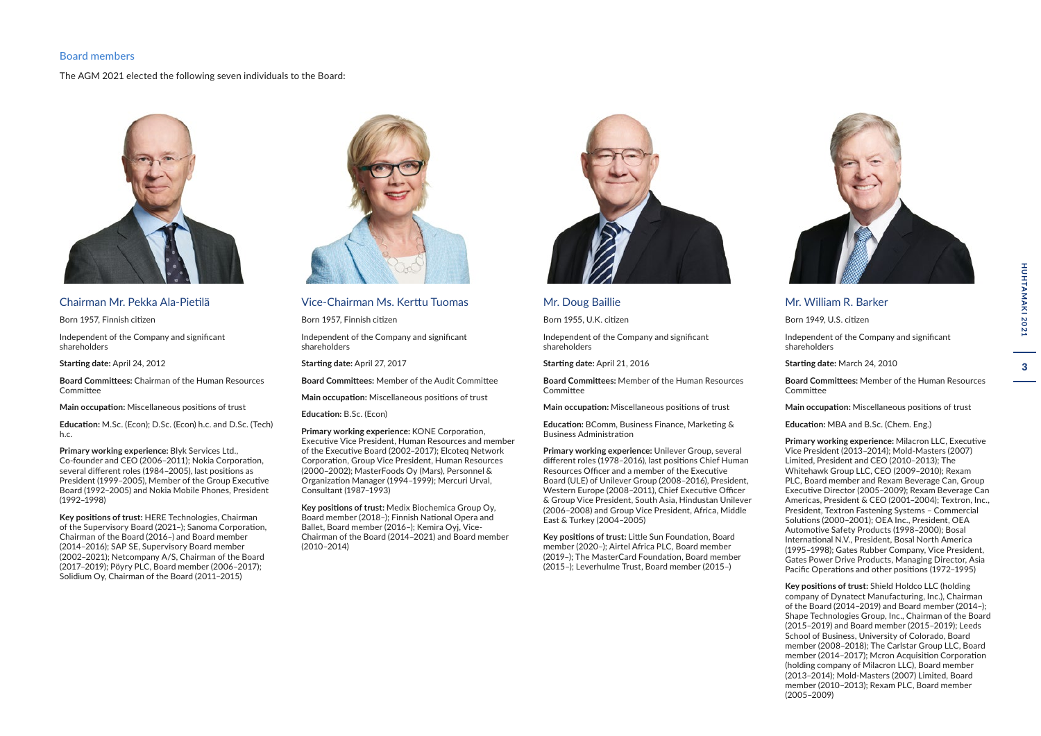## Board members

The AGM 2021 elected the following seven individuals to the Board:

### Chairman Mr. Pekka Ala-Pietilä

Born 1957, Finnish citizen

Independent of the Company and significant shareholders

**Starting date:** April 24, 2012

**Board Committees:** Chairman of the Human Resources Committee

**Main occupation:** Miscellaneous positions of trust

**Education:** M.Sc. (Econ); D.Sc. (Econ) h.c. and D.Sc. (Tech) h.c.

**Primary working experience:** Blyk Services Ltd., Co-founder and CEO (2006–2011); Nokia Corporation, several different roles (1984–2005), last positions as President (1999–2005), Member of the Group Executive Board (1992–2005) and Nokia Mobile Phones, President (1992–1998)

**Key positions of trust:** HERE Technologies, Chairman of the Supervisory Board (2021–); Sanoma Corporation, Chairman of the Board (2016–) and Board member (2014–2016); SAP SE, Supervisory Board member (2002–2021); Netcompany A/S, Chairman of the Board (2017–2019); Pöyry PLC, Board member (2006–2017); Solidium Oy, Chairman of the Board (2011–2015)

### Vice-Chairman Ms. Kerttu Tuomas

Born 1957, Finnish citizen

Independent of the Company and significant shareholders

**Starting date:** April 27, 2017

**Board Committees:** Member of the Audit Committee

**Main occupation:** Miscellaneous positions of trust

**Education:** B.Sc. (Econ)

**Primary working experience:** KONE Corporation, Executive Vice President, Human Resources and member of the Executive Board (2002–2017); Elcoteq Network Corporation, Group Vice President, Human Resources (2000–2002); MasterFoods Oy (Mars), Personnel & Organization Manager (1994–1999); Mercuri Urval, Consultant (1987–1993)

**Key positions of trust:** Medix Biochemica Group Oy, Board member (2018–); Finnish National Opera and Ballet, Board member (2016–); Kemira Oyj, Vice-Chairman of the Board (2014–2021) and Board member (2010–2014)

### Mr. Doug Baillie

Born 1955, U.K. citizen

Independent of the Company and significant shareholders

**Starting date:** April 21, 2016

**Board Committees:** Member of the Human Resources Committee

**Main occupation:** Miscellaneous positions of trust

**Education:** BComm, Business Finance, Marketing & Business Administration

**Primary working experience:** Unilever Group, several different roles (1978–2016), last positions Chief Human Resources Officer and a member of the Executive Board (ULE) of Unilever Group (2008–2016), President, Western Europe (2008–2011), Chief Executive Officer & Group Vice President, South Asia, Hindustan Unilever (2006–2008) and Group Vice President, Africa, Middle East & Turkey (2004–2005)

**Key positions of trust:** Little Sun Foundation, Board member (2020–); Airtel Africa PLC, Board member (2019–); The MasterCard Foundation, Board member (2015–); Leverhulme Trust, Board member (2015–)

### Mr. William R. Barker

Born 1949, U.S. citizen

Independent of the Company and significant shareholders

**Starting date:** March 24, 2010

**Board Committees:** Member of the Human Resources Committee

**Main occupation:** Miscellaneous positions of trust

**Education:** MBA and B.Sc. (Chem. Eng.)

**Primary working experience:** Milacron LLC, Executive Vice President (2013–2014); Mold-Masters (2007) Limited, President and CEO (2010–2013); The Whitehawk Group LLC, CEO (2009–2010); Rexam PLC, Board member and Rexam Beverage Can, Group Executive Director (2005–2009); Rexam Beverage Can Americas, President & CEO (2001–2004); Textron, Inc., President, Textron Fastening Systems – Commercial Solutions (2000–2001); OEA Inc., President, OEA Automotive Safety Products (1998–2000); Bosal International N.V., President, Bosal North America (1995–1998); Gates Rubber Company, Vice President, Gates Power Drive Products, Managing Director, Asia Pacific Operations and other positions (1972–1995)

**Key positions of trust:** Shield Holdco LLC (holding company of Dynatect Manufacturing, Inc.), Chairman of the Board (2014–2019) and Board member (2014–); Shape Technologies Group, Inc., Chairman of the Board (2015–2019) and Board member (2015–2019); Leeds School of Business, University of Colorado, Board member (2008–2018); The Carlstar Group LLC, Board member (2014–2017); Mcron Acquisition Corporation (holding company of Milacron LLC), Board member (2013–2014); Mold-Masters (2007) Limited, Board member (2010–2013); Rexam PLC, Board member (2005–2009)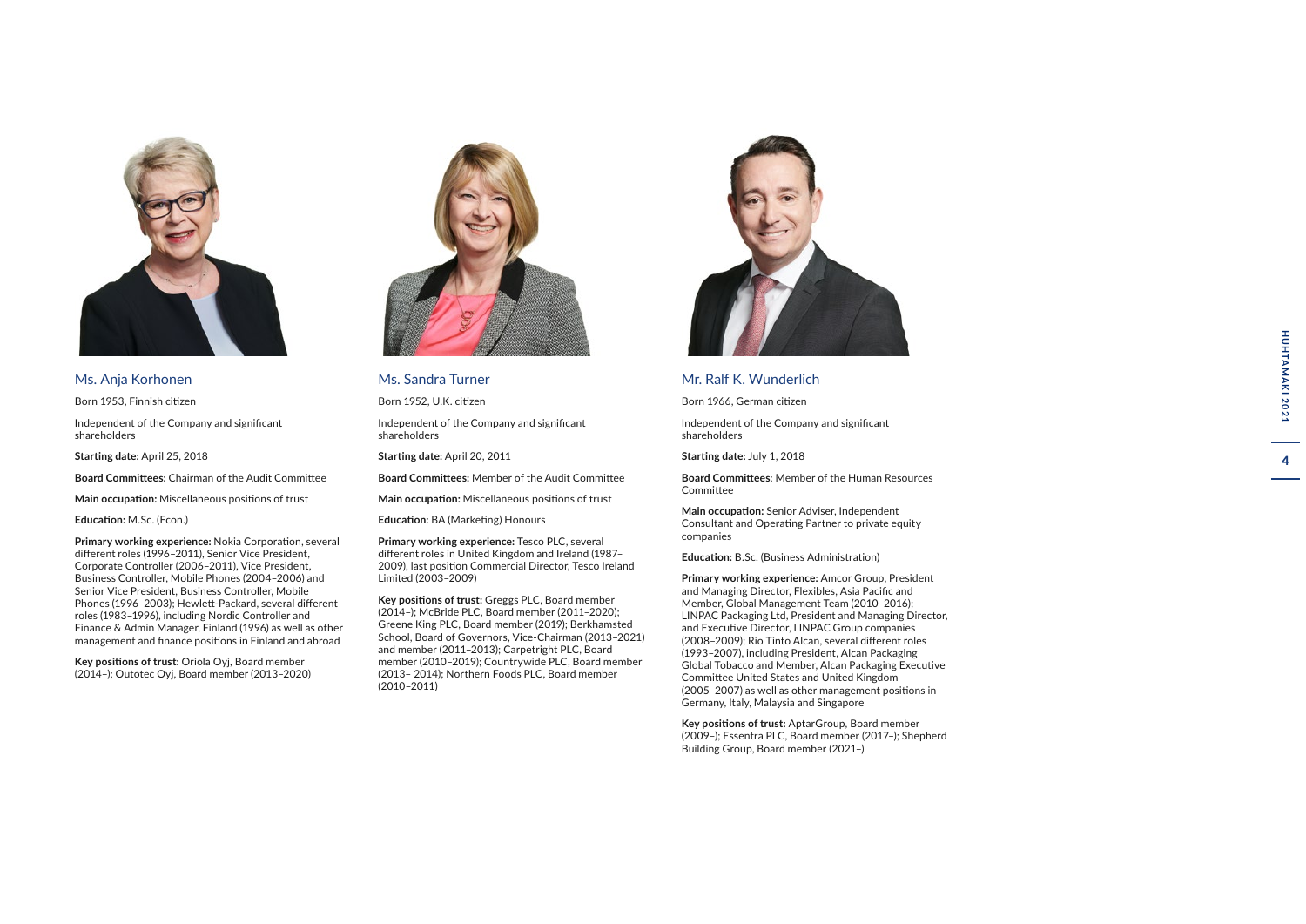## Ms. Anja Korhonen

Born 1953, Finnish citizen

Independent of the Company and significant shareholders

**Starting date:** April 25, 2018

**Board Committees:** Chairman of the Audit Committee

**Main occupation:** Miscellaneous positions of trust

**Education:** M.Sc. (Econ.)

**Primary working experience:** Nokia Corporation, several different roles (1996–2011), Senior Vice President, Corporate Controller (2006–2011), Vice President, Business Controller, Mobile Phones (2004–2006) and Senior Vice President, Business Controller, Mobile Phones (1996–2003); Hewlett-Packard, several different roles (1983–1996), including Nordic Controller and Finance & Admin Manager, Finland (1996) as well as other management and finance positions in Finland and abroad

**Key positions of trust:** Oriola Oyj, Board member (2014–); Outotec Oyj, Board member (2013–2020)

## Ms. Sandra Turner

Born 1952, U.K. citizen

Independent of the Company and significant shareholders

**Starting date:** April 20, 2011

**Board Committees:** Member of the Audit Committee

**Main occupation:** Miscellaneous positions of trust

**Education:** BA (Marketing) Honours

**Primary working experience:** Tesco PLC, several different roles in United Kingdom and Ireland (1987–2009), last position Commercial Director, Tesco Ireland Limited (2003–2009)

**Key positions of trust:** Greggs PLC, Board member (2014–); McBride PLC, Board member (2011–2020); Greene King PLC, Board member (2019); Berkhamsted School, Board of Governors, Vice-Chairman (2013–2021) and member (2011–2013); Carpetright PLC, Board member (2010–2019); Countrywide PLC, Board member (2013– 2014); Northern Foods PLC, Board member (2010–2011)

## Mr. Ralf K. Wunderlich

Born 1966, German citizen

Independent of the Company and significant shareholders

**Starting date:** July 1, 2018

**Board Committees**: Member of the Human Resources Committee

**Main occupation:** Senior Adviser, Independent Consultant and Operating Partner to private equity companies

**Education:** B.Sc. (Business Administration)

**Primary working experience:** Amcor Group, President and Managing Director, Flexibles, Asia Pacific and Member, Global Management Team (2010–2016); LINPAC Packaging Ltd, President and Managing Director, and Executive Director, LINPAC Group companies (2008–2009); Rio Tinto Alcan, several different roles (1993–2007), including President, Alcan Packaging Global Tobacco and Member, Alcan Packaging Executive Committee United States and United Kingdom (2005–2007) as well as other management positions in Germany, Italy, Malaysia and Singapore

**Key positions of trust:** AptarGroup, Board member (2009–); Essentra PLC, Board member (2017–); Shepherd Building Group, Board member (2021–)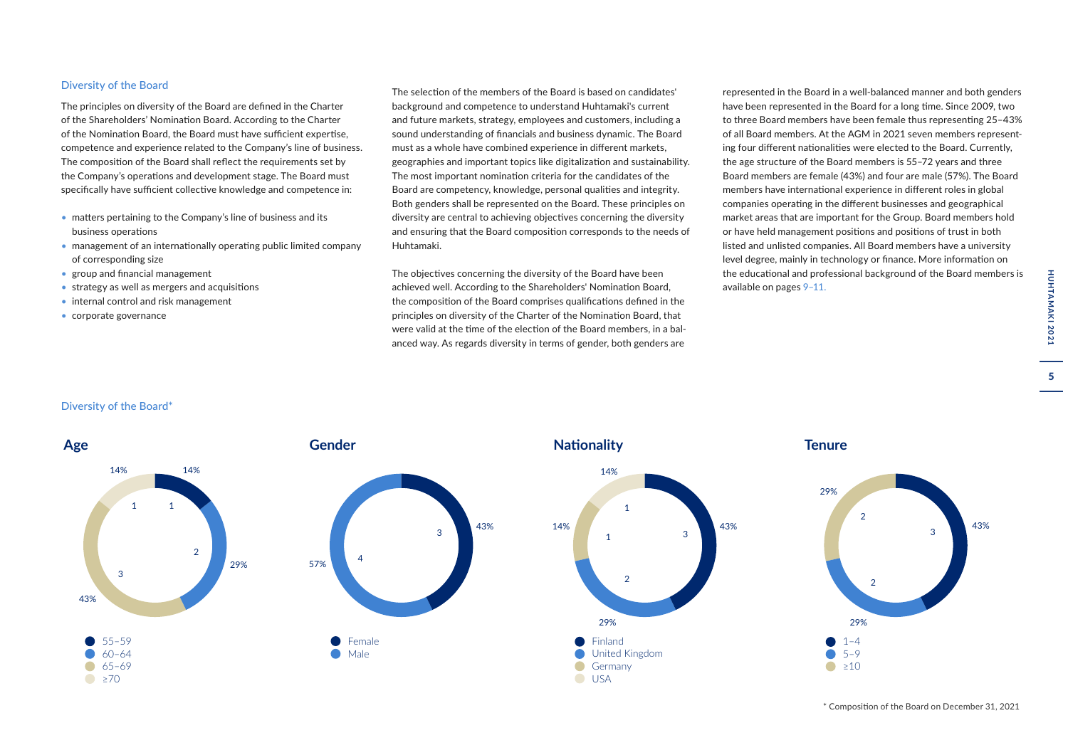## Diversity of the Board

The principles on diversity of the Board are defined in the Charter of the Shareholders' Nomination Board. According to the Charter of the Nomination Board, the Board must have sufficient expertise, competence and experience related to the Company's line of business. The composition of the Board shall reflect the requirements set by the Company's operations and development stage. The Board must specifically have sufficient collective knowledge and competence in:

- matters pertaining to the Company's line of business and its business operations
- management of an internationally operating public limited company of corresponding size
- group and financial management
- strategy as well as mergers and acquisitions
- internal control and risk management
- corporate governance

The selection of the members of the Board is based on candidates' background and competence to understand Huhtamaki's current and future markets, strategy, employees and customers, including a sound understanding of financials and business dynamic. The Board must as a whole have combined experience in different markets, geographies and important topics like digitalization and sustainability. The most important nomination criteria for the candidates of the Board are competency, knowledge, personal qualities and integrity. Both genders shall be represented on the Board. These principles on diversity are central to achieving objectives concerning the diversity and ensuring that the Board composition corresponds to the needs of Huhtamaki.

The objectives concerning the diversity of the Board have been achieved well. According to the Shareholders' Nomination Board, the composition of the Board comprises qualifications defined in the principles on diversity of the Charter of the Nomination Board, that were valid at the time of the election of the Board members, in a balanced way. As regards diversity in terms of gender, both genders are represented in the Board in a well-balanced manner and both genders have been represented in the Board for a long time. Since 2009, two to three Board members have been female thus representing 25–43% of all Board members. At the AGM in 2021 seven members representing four different nationalities were elected to the Board. Currently, the age structure of the Board members is 55–72 years and three Board members are female (43%) and four are male (57%). The Board members have international experience in different roles in global companies operating in the different businesses and geographical market areas that are important for the Group. Board members hold or have held management positions and positions of trust in both listed and unlisted companies. All Board members have a university level degree, mainly in technology or finance. More information on the educational and professional background of the Board members is available on pages 9–11.

## Diversity of the Board*

**Age**

| Age | Members | % |
|---|---|---|
| 55–59 | 1 | 14% |
| 60–64 | 2 | 29% |
| 65–69 | 3 | 43% |
| ≥70 | 1 | 14% |

**Gender**

| Gender | Members | % |
|---|---|---|
| Female | 3 | 43% |
| Male | 4 | 57% |

**Nationality**

| Nationality | Members | % |
|---|---|---|
| Finland | 3 | 43% |
| United Kingdom | 2 | 29% |
| Germany | 1 | 14% |
| USA | 1 | 14% |

**Tenure**

| Tenure | Members | % |
|---|---|---|
| 1–4 | 3 | 43% |
| 5–9 | 2 | 29% |
| ≥10 | 2 | 29% |

\* Composition of the Board on December 31, 2021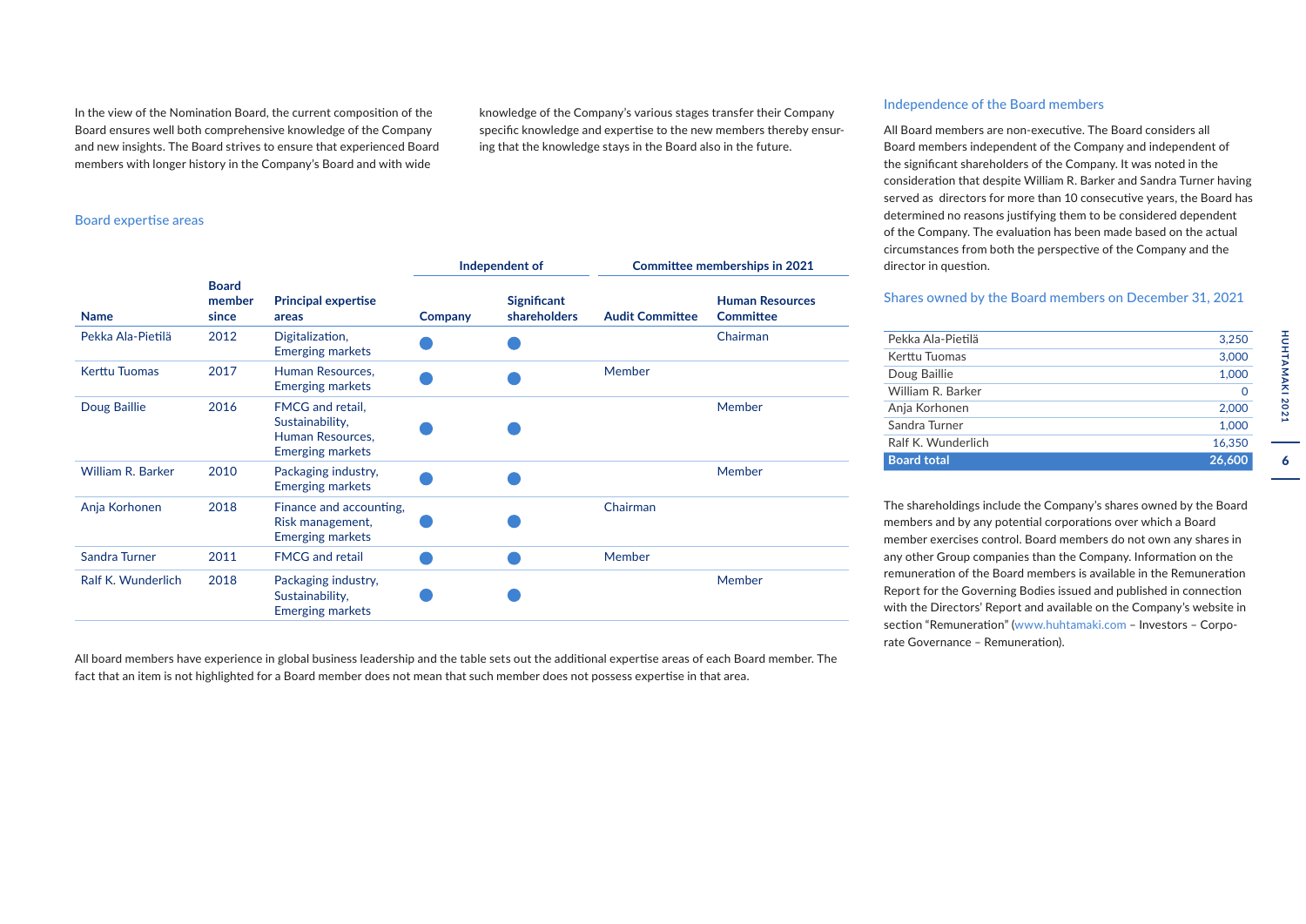In the view of the Nomination Board, the current composition of the Board ensures well both comprehensive knowledge of the Company and new insights. The Board strives to ensure that experienced Board members with longer history in the Company's Board and with wide knowledge of the Company's various stages transfer their Company specific knowledge and expertise to the new members thereby ensuring that the knowledge stays in the Board also in the future.

## Board expertise areas

| Name | Board member since | Principal expertise areas | Independent of | | Committee memberships in 2021 | |
|---|---|---|---|---|---|---|
| | | | Company | Significant shareholders | Audit Committee | Human Resources Committee |
| Pekka Ala-Pietilä | 2012 | Digitalization, Emerging markets | ● | ● | | Chairman |
| Kerttu Tuomas | 2017 | Human Resources, Emerging markets | ● | ● | Member | |
| Doug Baillie | 2016 | FMCG and retail, Sustainability, Human Resources, Emerging markets | ● | ● | | Member |
| William R. Barker | 2010 | Packaging industry, Emerging markets | ● | ● | | Member |
| Anja Korhonen | 2018 | Finance and accounting, Risk management, Emerging markets | ● | ● | Chairman | |
| Sandra Turner | 2011 | FMCG and retail | ● | ● | Member | |
| Ralf K. Wunderlich | 2018 | Packaging industry, Sustainability, Emerging markets | ● | ● | | Member |

All board members have experience in global business leadership and the table sets out the additional expertise areas of each Board member. The fact that an item is not highlighted for a Board member does not mean that such member does not possess expertise in that area.

## Independence of the Board members

All Board members are non-executive. The Board considers all Board members independent of the Company and independent of the significant shareholders of the Company. It was noted in the consideration that despite William R. Barker and Sandra Turner having served as directors for more than 10 consecutive years, the Board has determined no reasons justifying them to be considered dependent of the Company. The evaluation has been made based on the actual circumstances from both the perspective of the Company and the director in question.

## Shares owned by the Board members on December 31, 2021

| Name | Shares |
|---|---|
| Pekka Ala-Pietilä | 3,250 |
| Kerttu Tuomas | 3,000 |
| Doug Baillie | 1,000 |
| William R. Barker | 0 |
| Anja Korhonen | 2,000 |
| Sandra Turner | 1,000 |
| Ralf K. Wunderlich | 16,350 |
| **Board total** | **26,600** |

The shareholdings include the Company's shares owned by the Board members and by any potential corporations over which a Board member exercises control. Board members do not own any shares in any other Group companies than the Company. Information on the remuneration of the Board members is available in the Remuneration Report for the Governing Bodies issued and published in connection with the Directors' Report and available on the Company's website in section "Remuneration" (www.huhtamaki.com – Investors – Corporate Governance – Remuneration).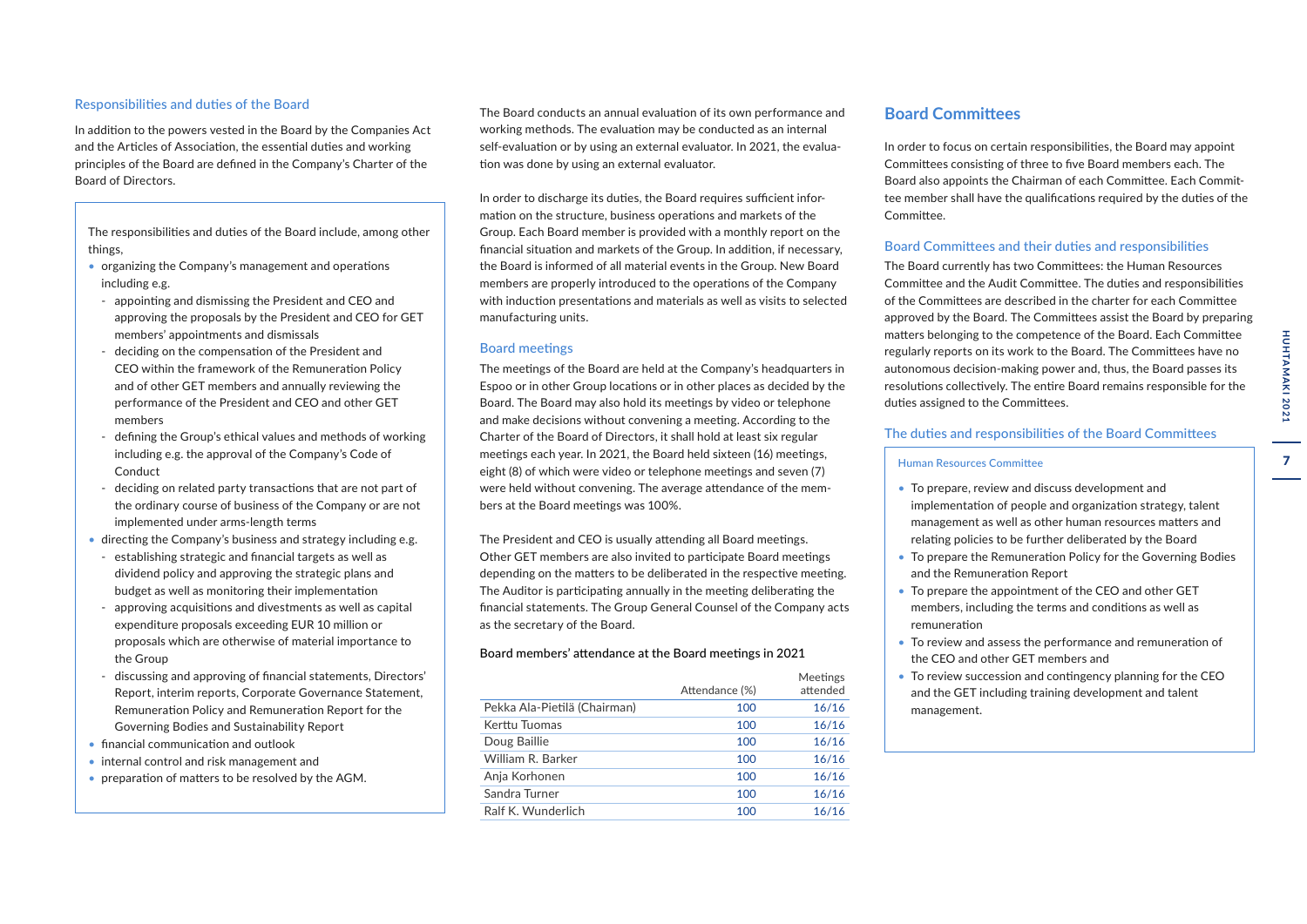### Responsibilities and duties of the Board

In addition to the powers vested in the Board by the Companies Act and the Articles of Association, the essential duties and working principles of the Board are defined in the Company's Charter of the Board of Directors.

The responsibilities and duties of the Board include, among other things,

- organizing the Company's management and operations including e.g.
  - appointing and dismissing the President and CEO and approving the proposals by the President and CEO for GET members' appointments and dismissals
  - deciding on the compensation of the President and CEO within the framework of the Remuneration Policy and of other GET members and annually reviewing the performance of the President and CEO and other GET members
  - defining the Group's ethical values and methods of working including e.g. the approval of the Company's Code of Conduct
  - deciding on related party transactions that are not part of the ordinary course of business of the Company or are not implemented under arms-length terms
- directing the Company's business and strategy including e.g.
  - establishing strategic and financial targets as well as dividend policy and approving the strategic plans and budget as well as monitoring their implementation
  - approving acquisitions and divestments as well as capital expenditure proposals exceeding EUR 10 million or proposals which are otherwise of material importance to the Group
  - discussing and approving of financial statements, Directors' Report, interim reports, Corporate Governance Statement, Remuneration Policy and Remuneration Report for the Governing Bodies and Sustainability Report
- financial communication and outlook
- internal control and risk management and
- preparation of matters to be resolved by the AGM.

The Board conducts an annual evaluation of its own performance and working methods. The evaluation may be conducted as an internal self-evaluation or by using an external evaluator. In 2021, the evaluation was done by using an external evaluator.

In order to discharge its duties, the Board requires sufficient information on the structure, business operations and markets of the Group. Each Board member is provided with a monthly report on the financial situation and markets of the Group. In addition, if necessary, the Board is informed of all material events in the Group. New Board members are properly introduced to the operations of the Company with induction presentations and materials as well as visits to selected manufacturing units.

### Board meetings

The meetings of the Board are held at the Company's headquarters in Espoo or in other Group locations or in other places as decided by the Board. The Board may also hold its meetings by video or telephone and make decisions without convening a meeting. According to the Charter of the Board of Directors, it shall hold at least six regular meetings each year. In 2021, the Board held sixteen (16) meetings, eight (8) of which were video or telephone meetings and seven (7) were held without convening. The average attendance of the members at the Board meetings was 100%.

The President and CEO is usually attending all Board meetings. Other GET members are also invited to participate Board meetings depending on the matters to be deliberated in the respective meeting. The Auditor is participating annually in the meeting deliberating the financial statements. The Group General Counsel of the Company acts as the secretary of the Board.

**Board members' attendance at the Board meetings in 2021**

| | Attendance (%) | Meetings attended |
|---|---|---|
| Pekka Ala-Pietilä (Chairman) | 100 | 16/16 |
| Kerttu Tuomas | 100 | 16/16 |
| Doug Baillie | 100 | 16/16 |
| William R. Barker | 100 | 16/16 |
| Anja Korhonen | 100 | 16/16 |
| Sandra Turner | 100 | 16/16 |
| Ralf K. Wunderlich | 100 | 16/16 |

## Board Committees

In order to focus on certain responsibilities, the Board may appoint Committees consisting of three to five Board members each. The Board also appoints the Chairman of each Committee. Each Committee member shall have the qualifications required by the duties of the Committee.

### Board Committees and their duties and responsibilities

The Board currently has two Committees: the Human Resources Committee and the Audit Committee. The duties and responsibilities of the Committees are described in the charter for each Committee approved by the Board. The Committees assist the Board by preparing matters belonging to the competence of the Board. Each Committee regularly reports on its work to the Board. The Committees have no autonomous decision-making power and, thus, the Board passes its resolutions collectively. The entire Board remains responsible for the duties assigned to the Committees.

### The duties and responsibilities of the Board Committees

#### Human Resources Committee

- To prepare, review and discuss development and implementation of people and organization strategy, talent management as well as other human resources matters and relating policies to be further deliberated by the Board
- To prepare the Remuneration Policy for the Governing Bodies and the Remuneration Report
- To prepare the appointment of the CEO and other GET members, including the terms and conditions as well as remuneration
- To review and assess the performance and remuneration of the CEO and other GET members and
- To review succession and contingency planning for the CEO and the GET including training development and talent management.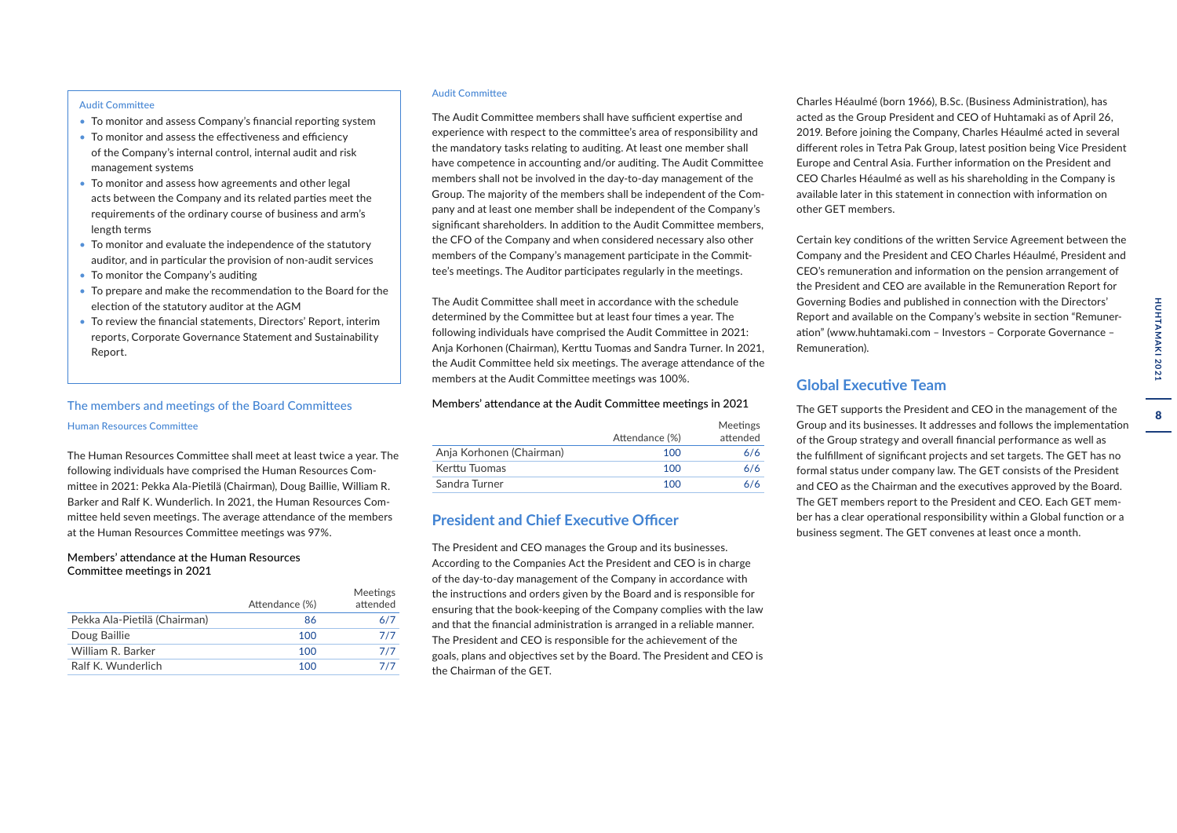### Audit Committee

- To monitor and assess Company's financial reporting system
- To monitor and assess the effectiveness and efficiency of the Company's internal control, internal audit and risk management systems
- To monitor and assess how agreements and other legal acts between the Company and its related parties meet the requirements of the ordinary course of business and arm's length terms
- To monitor and evaluate the independence of the statutory auditor, and in particular the provision of non-audit services
- To monitor the Company's auditing
- To prepare and make the recommendation to the Board for the election of the statutory auditor at the AGM
- To review the financial statements, Directors' Report, interim reports, Corporate Governance Statement and Sustainability Report.

## The members and meetings of the Board Committees

### Human Resources Committee

The Human Resources Committee shall meet at least twice a year. The following individuals have comprised the Human Resources Committee in 2021: Pekka Ala-Pietilä (Chairman), Doug Baillie, William R. Barker and Ralf K. Wunderlich. In 2021, the Human Resources Committee held seven meetings. The average attendance of the members at the Human Resources Committee meetings was 97%.

Members' attendance at the Human Resources Committee meetings in 2021

| | Attendance (%) | Meetings attended |
|---|---|---|
| Pekka Ala-Pietilä (Chairman) | 86 | 6/7 |
| Doug Baillie | 100 | 7/7 |
| William R. Barker | 100 | 7/7 |
| Ralf K. Wunderlich | 100 | 7/7 |

### Audit Committee

The Audit Committee members shall have sufficient expertise and experience with respect to the committee's area of responsibility and the mandatory tasks relating to auditing. At least one member shall have competence in accounting and/or auditing. The Audit Committee members shall not be involved in the day-to-day management of the Group. The majority of the members shall be independent of the Company and at least one member shall be independent of the Company's significant shareholders. In addition to the Audit Committee members, the CFO of the Company and when considered necessary also other members of the Company's management participate in the Committee's meetings. The Auditor participates regularly in the meetings.

The Audit Committee shall meet in accordance with the schedule determined by the Committee but at least four times a year. The following individuals have comprised the Audit Committee in 2021: Anja Korhonen (Chairman), Kerttu Tuomas and Sandra Turner. In 2021, the Audit Committee held six meetings. The average attendance of the members at the Audit Committee meetings was 100%.

Members' attendance at the Audit Committee meetings in 2021

| | Attendance (%) | Meetings attended |
|---|---|---|
| Anja Korhonen (Chairman) | 100 | 6/6 |
| Kerttu Tuomas | 100 | 6/6 |
| Sandra Turner | 100 | 6/6 |

## President and Chief Executive Officer

The President and CEO manages the Group and its businesses. According to the Companies Act the President and CEO is in charge of the day-to-day management of the Company in accordance with the instructions and orders given by the Board and is responsible for ensuring that the book-keeping of the Company complies with the law and that the financial administration is arranged in a reliable manner. The President and CEO is responsible for the achievement of the goals, plans and objectives set by the Board. The President and CEO is the Chairman of the GET.

Charles Héaulmé (born 1966), B.Sc. (Business Administration), has acted as the Group President and CEO of Huhtamaki as of April 26, 2019. Before joining the Company, Charles Héaulmé acted in several different roles in Tetra Pak Group, latest position being Vice President Europe and Central Asia. Further information on the President and CEO Charles Héaulmé as well as his shareholding in the Company is available later in this statement in connection with information on other GET members.

Certain key conditions of the written Service Agreement between the Company and the President and CEO Charles Héaulmé, President and CEO's remuneration and information on the pension arrangement of the President and CEO are available in the Remuneration Report for Governing Bodies and published in connection with the Directors' Report and available on the Company's website in section "Remuneration" (www.huhtamaki.com – Investors – Corporate Governance – Remuneration).

## Global Executive Team

The GET supports the President and CEO in the management of the Group and its businesses. It addresses and follows the implementation of the Group strategy and overall financial performance as well as the fulfillment of significant projects and set targets. The GET has no formal status under company law. The GET consists of the President and CEO as the Chairman and the executives approved by the Board. The GET members report to the President and CEO. Each GET member has a clear operational responsibility within a Global function or a business segment. The GET convenes at least once a month.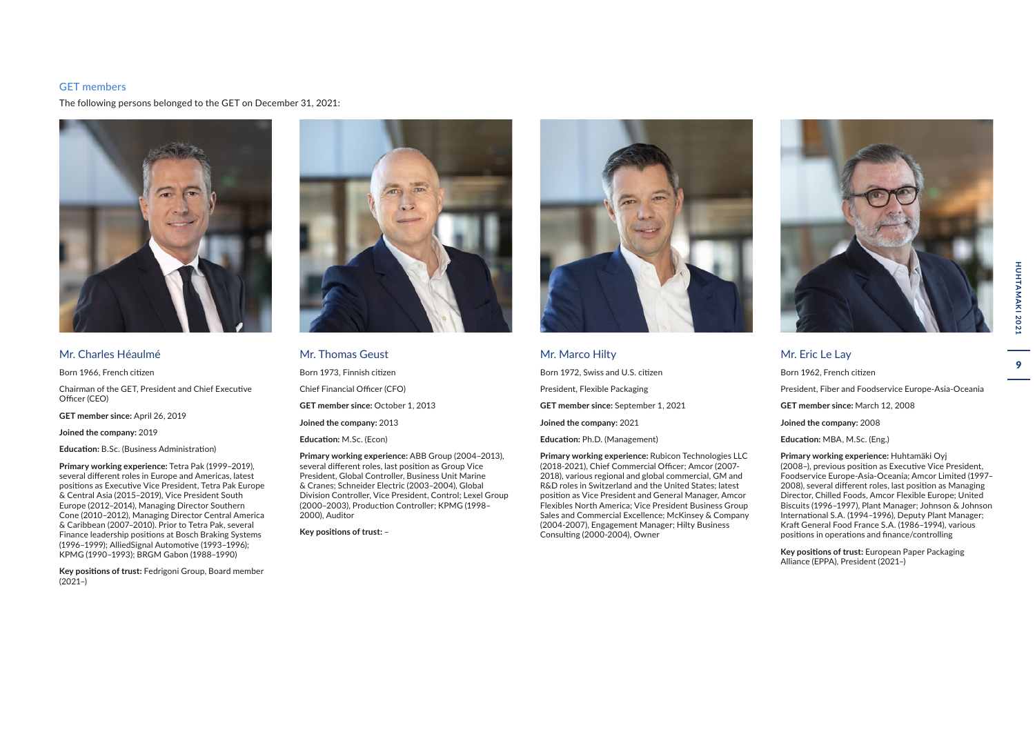## GET members

The following persons belonged to the GET on December 31, 2021:

### Mr. Charles Héaulmé

Born 1966, French citizen

Chairman of the GET, President and Chief Executive Officer (CEO)

**GET member since:** April 26, 2019

**Joined the company:** 2019

**Education:** B.Sc. (Business Administration)

**Primary working experience:** Tetra Pak (1999–2019), several different roles in Europe and Americas, latest positions as Executive Vice President, Tetra Pak Europe & Central Asia (2015–2019), Vice President South Europe (2012–2014), Managing Director Southern Cone (2010–2012), Managing Director Central America & Caribbean (2007–2010). Prior to Tetra Pak, several Finance leadership positions at Bosch Braking Systems (1996–1999); AlliedSignal Automotive (1993–1996); KPMG (1990–1993); BRGM Gabon (1988–1990)

**Key positions of trust:** Fedrigoni Group, Board member (2021–)

### Mr. Thomas Geust

Born 1973, Finnish citizen

Chief Financial Officer (CFO)

**GET member since:** October 1, 2013

**Joined the company:** 2013

**Education:** M.Sc. (Econ)

**Primary working experience:** ABB Group (2004–2013), several different roles, last position as Group Vice President, Global Controller, Business Unit Marine & Cranes; Schneider Electric (2003–2004), Global Division Controller, Vice President, Control; Lexel Group (2000–2003), Production Controller; KPMG (1998–2000), Auditor

**Key positions of trust:** –

### Mr. Marco Hilty

Born 1972, Swiss and U.S. citizen

President, Flexible Packaging

**GET member since:** September 1, 2021

**Joined the company:** 2021

**Education:** Ph.D. (Management)

**Primary working experience:** Rubicon Technologies LLC (2018-2021), Chief Commercial Officer; Amcor (2007-2018), various regional and global commercial, GM and R&D roles in Switzerland and the United States; latest position as Vice President and General Manager, Amcor Flexibles North America; Vice President Business Group Sales and Commercial Excellence; McKinsey & Company (2004-2007), Engagement Manager; Hilty Business Consulting (2000-2004), Owner

### Mr. Eric Le Lay

Born 1962, French citizen

President, Fiber and Foodservice Europe-Asia-Oceania

**GET member since:** March 12, 2008

**Joined the company:** 2008

**Education:** MBA, M.Sc. (Eng.)

**Primary working experience:** Huhtamäki Oyj (2008–), previous position as Executive Vice President, Foodservice Europe-Asia-Oceania; Amcor Limited (1997–2008), several different roles, last position as Managing Director, Chilled Foods, Amcor Flexible Europe; United Biscuits (1996–1997), Plant Manager; Johnson & Johnson International S.A. (1994–1996), Deputy Plant Manager; Kraft General Food France S.A. (1986–1994), various positions in operations and finance/controlling

**Key positions of trust:** European Paper Packaging Alliance (EPPA), President (2021–)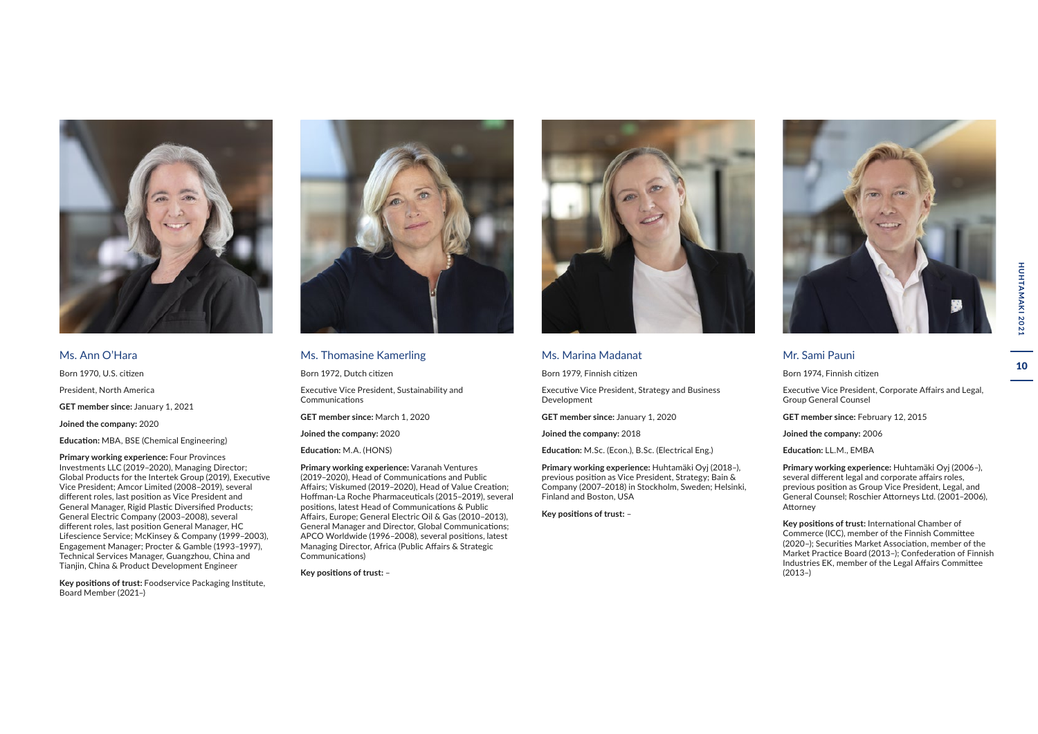### Ms. Ann O'Hara

Born 1970, U.S. citizen

President, North America

**GET member since:** January 1, 2021

**Joined the company:** 2020

**Education:** MBA, BSE (Chemical Engineering)

**Primary working experience:** Four Provinces Investments LLC (2019–2020), Managing Director; Global Products for the Intertek Group (2019), Executive Vice President; Amcor Limited (2008–2019), several different roles, last position as Vice President and General Manager, Rigid Plastic Diversified Products; General Electric Company (2003–2008), several different roles, last position General Manager, HC Lifescience Service; McKinsey & Company (1999–2003), Engagement Manager; Procter & Gamble (1993–1997), Technical Services Manager, Guangzhou, China and Tianjin, China & Product Development Engineer

**Key positions of trust:** Foodservice Packaging Institute, Board Member (2021–)

### Ms. Thomasine Kamerling

Born 1972, Dutch citizen

Executive Vice President, Sustainability and Communications

**GET member since:** March 1, 2020

**Joined the company:** 2020

**Education:** M.A. (HONS)

**Primary working experience:** Varanah Ventures (2019–2020), Head of Communications and Public Affairs; Viskumed (2019–2020), Head of Value Creation; Hoffman-La Roche Pharmaceuticals (2015–2019), several positions, latest Head of Communications & Public Affairs, Europe; General Electric Oil & Gas (2010–2013), General Manager and Director, Global Communications; APCO Worldwide (1996–2008), several positions, latest Managing Director, Africa (Public Affairs & Strategic Communications)

**Key positions of trust:** –

### Ms. Marina Madanat

Born 1979, Finnish citizen

Executive Vice President, Strategy and Business Development

**GET member since:** January 1, 2020

**Joined the company:** 2018

**Education:** M.Sc. (Econ.), B.Sc. (Electrical Eng.)

**Primary working experience:** Huhtamäki Oyj (2018–), previous position as Vice President, Strategy; Bain & Company (2007–2018) in Stockholm, Sweden; Helsinki, Finland and Boston, USA

**Key positions of trust:** –

### Mr. Sami Pauni

Born 1974, Finnish citizen

Executive Vice President, Corporate Affairs and Legal, Group General Counsel

**GET member since:** February 12, 2015

**Joined the company:** 2006

**Education:** LL.M., EMBA

**Primary working experience:** Huhtamäki Oyj (2006–), several different legal and corporate affairs roles, previous position as Group Vice President, Legal, and General Counsel; Roschier Attorneys Ltd. (2001–2006), Attorney

**Key positions of trust:** International Chamber of Commerce (ICC), member of the Finnish Committee (2020–); Securities Market Association, member of the Market Practice Board (2013–); Confederation of Finnish Industries EK, member of the Legal Affairs Committee (2013–)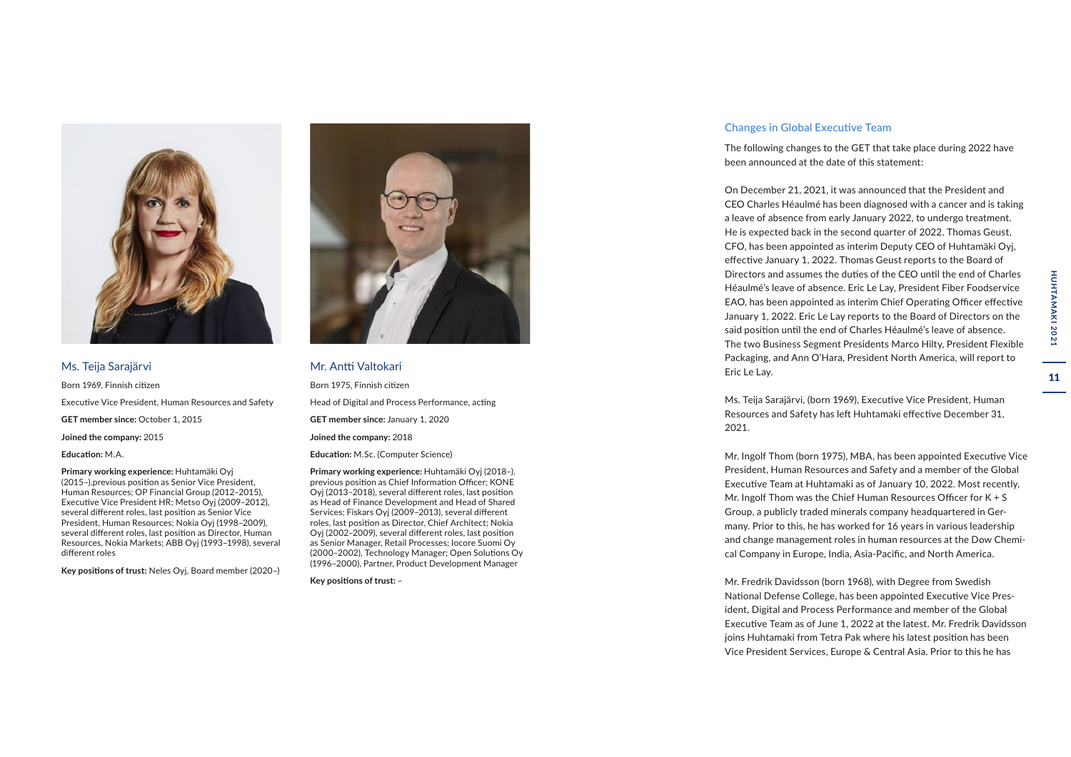### Ms. Teija Sarajärvi

Born 1969, Finnish citizen

Executive Vice President, Human Resources and Safety

**GET member since:** October 1, 2015

**Joined the company:** 2015

**Education:** M.A.

**Primary working experience:** Huhtamäki Oyj (2015–),previous position as Senior Vice President, Human Resources; OP Financial Group (2012–2015), Executive Vice President HR; Metso Oyj (2009–2012), several different roles, last position as Senior Vice President, Human Resources; Nokia Oyj (1998–2009), several different roles, last position as Director, Human Resources, Nokia Markets; ABB Oyj (1993–1998), several different roles

**Key positions of trust:** Neles Oyj, Board member (2020–)

### Mr. Antti Valtokari

Born 1975, Finnish citizen

Head of Digital and Process Performance, acting

**GET member since:** January 1, 2020

**Joined the company:** 2018

**Education:** M.Sc. (Computer Science)

**Primary working experience:** Huhtamäki Oyj (2018–), previous position as Chief Information Officer; KONE Oyj (2013–2018), several different roles, last position as Head of Finance Development and Head of Shared Services; Fiskars Oyj (2009–2013), several different roles, last position as Director, Chief Architect; Nokia Oyj (2002–2009), several different roles, last position as Senior Manager, Retail Processes; Iocore Suomi Oy (2000–2002), Technology Manager; Open Solutions Oy (1996–2000), Partner, Product Development Manager

**Key positions of trust:** –

## Changes in Global Executive Team

The following changes to the GET that take place during 2022 have been announced at the date of this statement:

On December 21, 2021, it was announced that the President and CEO Charles Héaulmé has been diagnosed with a cancer and is taking a leave of absence from early January 2022, to undergo treatment. He is expected back in the second quarter of 2022. Thomas Geust, CFO, has been appointed as interim Deputy CEO of Huhtamäki Oyj, effective January 1, 2022. Thomas Geust reports to the Board of Directors and assumes the duties of the CEO until the end of Charles Héaulmé's leave of absence. Eric Le Lay, President Fiber Foodservice EAO, has been appointed as interim Chief Operating Officer effective January 1, 2022. Eric Le Lay reports to the Board of Directors on the said position until the end of Charles Héaulmé's leave of absence. The two Business Segment Presidents Marco Hilty, President Flexible Packaging, and Ann O'Hara, President North America, will report to Eric Le Lay.

Ms. Teija Sarajärvi, (born 1969), Executive Vice President, Human Resources and Safety has left Huhtamaki effective December 31, 2021.

Mr. Ingolf Thom (born 1975), MBA, has been appointed Executive Vice President, Human Resources and Safety and a member of the Global Executive Team at Huhtamaki as of January 10, 2022. Most recently, Mr. Ingolf Thom was the Chief Human Resources Officer for K + S Group, a publicly traded minerals company headquartered in Germany. Prior to this, he has worked for 16 years in various leadership and change management roles in human resources at the Dow Chemical Company in Europe, India, Asia-Pacific, and North America.

Mr. Fredrik Davidsson (born 1968), with Degree from Swedish National Defense College, has been appointed Executive Vice President, Digital and Process Performance and member of the Global Executive Team as of June 1, 2022 at the latest. Mr. Fredrik Davidsson joins Huhtamaki from Tetra Pak where his latest position has been Vice President Services, Europe & Central Asia. Prior to this he has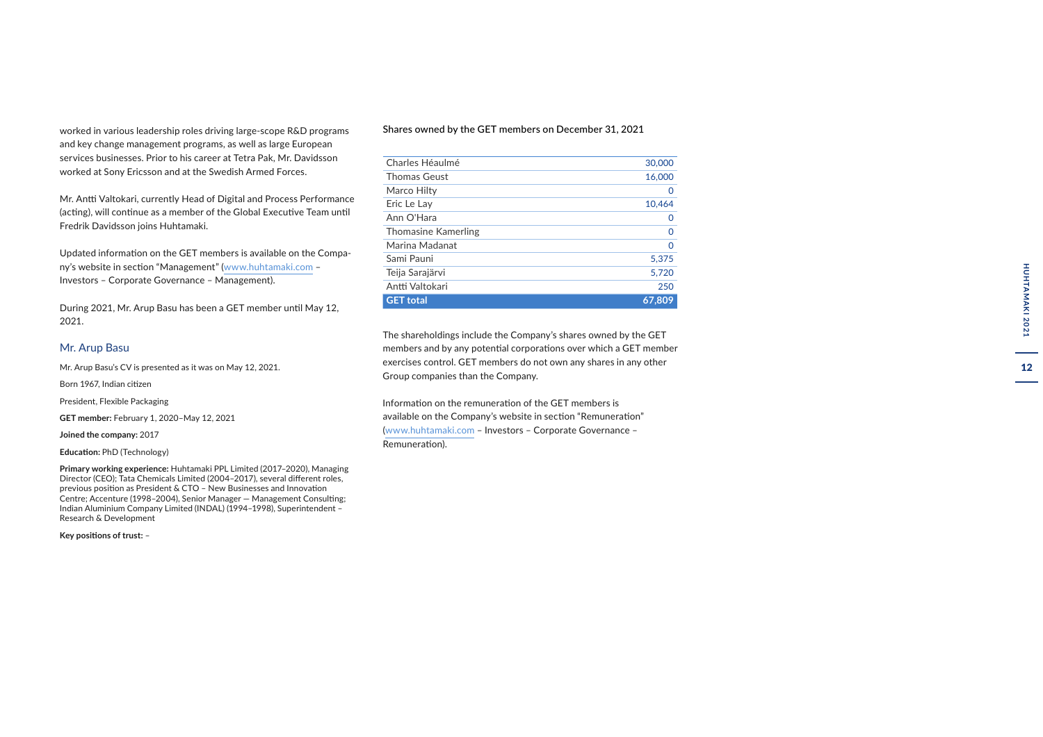worked in various leadership roles driving large-scope R&D programs and key change management programs, as well as large European services businesses. Prior to his career at Tetra Pak, Mr. Davidsson worked at Sony Ericsson and at the Swedish Armed Forces.

Mr. Antti Valtokari, currently Head of Digital and Process Performance (acting), will continue as a member of the Global Executive Team until Fredrik Davidsson joins Huhtamaki.

Updated information on the GET members is available on the Company's website in section "Management" (www.huhtamaki.com – Investors – Corporate Governance – Management).

During 2021, Mr. Arup Basu has been a GET member until May 12, 2021.

### Mr. Arup Basu

Mr. Arup Basu's CV is presented as it was on May 12, 2021.

Born 1967, Indian citizen

President, Flexible Packaging

**GET member:** February 1, 2020–May 12, 2021

**Joined the company:** 2017

**Education:** PhD (Technology)

**Primary working experience:** Huhtamaki PPL Limited (2017–2020), Managing Director (CEO); Tata Chemicals Limited (2004–2017), several different roles, previous position as President & CTO – New Businesses and Innovation Centre; Accenture (1998–2004), Senior Manager — Management Consulting; Indian Aluminium Company Limited (INDAL) (1994–1998), Superintendent – Research & Development

**Key positions of trust:** –

Shares owned by the GET members on December 31, 2021

| | |
|---|---|
| Charles Héaulmé | 30,000 |
| Thomas Geust | 16,000 |
| Marco Hilty | 0 |
| Eric Le Lay | 10,464 |
| Ann O'Hara | 0 |
| Thomasine Kamerling | 0 |
| Marina Madanat | 0 |
| Sami Pauni | 5,375 |
| Teija Sarajärvi | 5,720 |
| Antti Valtokari | 250 |
| **GET total** | **67,809** |

The shareholdings include the Company's shares owned by the GET members and by any potential corporations over which a GET member exercises control. GET members do not own any shares in any other Group companies than the Company.

Information on the remuneration of the GET members is available on the Company's website in section "Remuneration" (www.huhtamaki.com – Investors – Corporate Governance – Remuneration).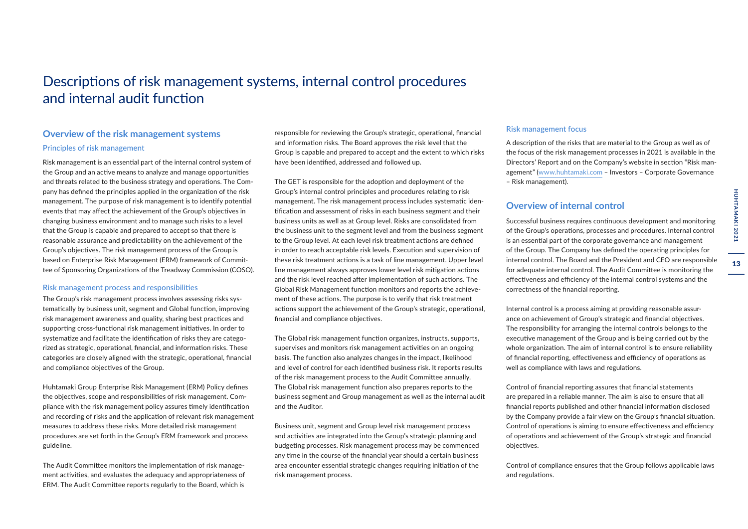# Descriptions of risk management systems, internal control procedures and internal audit function

## Overview of the risk management systems

### Principles of risk management

Risk management is an essential part of the internal control system of the Group and an active means to analyze and manage opportunities and threats related to the business strategy and operations. The Company has defined the principles applied in the organization of the risk management. The purpose of risk management is to identify potential events that may affect the achievement of the Group's objectives in changing business environment and to manage such risks to a level that the Group is capable and prepared to accept so that there is reasonable assurance and predictability on the achievement of the Group's objectives. The risk management process of the Group is based on Enterprise Risk Management (ERM) framework of Committee of Sponsoring Organizations of the Treadway Commission (COSO).

### Risk management process and responsibilities

The Group's risk management process involves assessing risks systematically by business unit, segment and Global function, improving risk management awareness and quality, sharing best practices and supporting cross-functional risk management initiatives. In order to systematize and facilitate the identification of risks they are categorized as strategic, operational, financial, and information risks. These categories are closely aligned with the strategic, operational, financial and compliance objectives of the Group.

Huhtamaki Group Enterprise Risk Management (ERM) Policy defines the objectives, scope and responsibilities of risk management. Compliance with the risk management policy assures timely identification and recording of risks and the application of relevant risk management measures to address these risks. More detailed risk management procedures are set forth in the Group's ERM framework and process guideline.

The Audit Committee monitors the implementation of risk management activities, and evaluates the adequacy and appropriateness of ERM. The Audit Committee reports regularly to the Board, which is responsible for reviewing the Group's strategic, operational, financial and information risks. The Board approves the risk level that the Group is capable and prepared to accept and the extent to which risks have been identified, addressed and followed up.

The GET is responsible for the adoption and deployment of the Group's internal control principles and procedures relating to risk management. The risk management process includes systematic identification and assessment of risks in each business segment and their business units as well as at Group level. Risks are consolidated from the business unit to the segment level and from the business segment to the Group level. At each level risk treatment actions are defined in order to reach acceptable risk levels. Execution and supervision of these risk treatment actions is a task of line management. Upper level line management always approves lower level risk mitigation actions and the risk level reached after implementation of such actions. The Global Risk Management function monitors and reports the achievement of these actions. The purpose is to verify that risk treatment actions support the achievement of the Group's strategic, operational, financial and compliance objectives.

The Global risk management function organizes, instructs, supports, supervises and monitors risk management activities on an ongoing basis. The function also analyzes changes in the impact, likelihood and level of control for each identified business risk. It reports results of the risk management process to the Audit Committee annually. The Global risk management function also prepares reports to the business segment and Group management as well as the internal audit and the Auditor.

Business unit, segment and Group level risk management process and activities are integrated into the Group's strategic planning and budgeting processes. Risk management process may be commenced any time in the course of the financial year should a certain business area encounter essential strategic changes requiring initiation of the risk management process.

### Risk management focus

A description of the risks that are material to the Group as well as of the focus of the risk management processes in 2021 is available in the Directors' Report and on the Company's website in section "Risk management" (www.huhtamaki.com – Investors – Corporate Governance – Risk management).

## Overview of internal control

Successful business requires continuous development and monitoring of the Group's operations, processes and procedures. Internal control is an essential part of the corporate governance and management of the Group. The Company has defined the operating principles for internal control. The Board and the President and CEO are responsible for adequate internal control. The Audit Committee is monitoring the effectiveness and efficiency of the internal control systems and the correctness of the financial reporting.

Internal control is a process aiming at providing reasonable assurance on achievement of Group's strategic and financial objectives. The responsibility for arranging the internal controls belongs to the executive management of the Group and is being carried out by the whole organization. The aim of internal control is to ensure reliability of financial reporting, effectiveness and efficiency of operations as well as compliance with laws and regulations.

Control of financial reporting assures that financial statements are prepared in a reliable manner. The aim is also to ensure that all financial reports published and other financial information disclosed by the Company provide a fair view on the Group's financial situation. Control of operations is aiming to ensure effectiveness and efficiency of operations and achievement of the Group's strategic and financial objectives.

Control of compliance ensures that the Group follows applicable laws and regulations.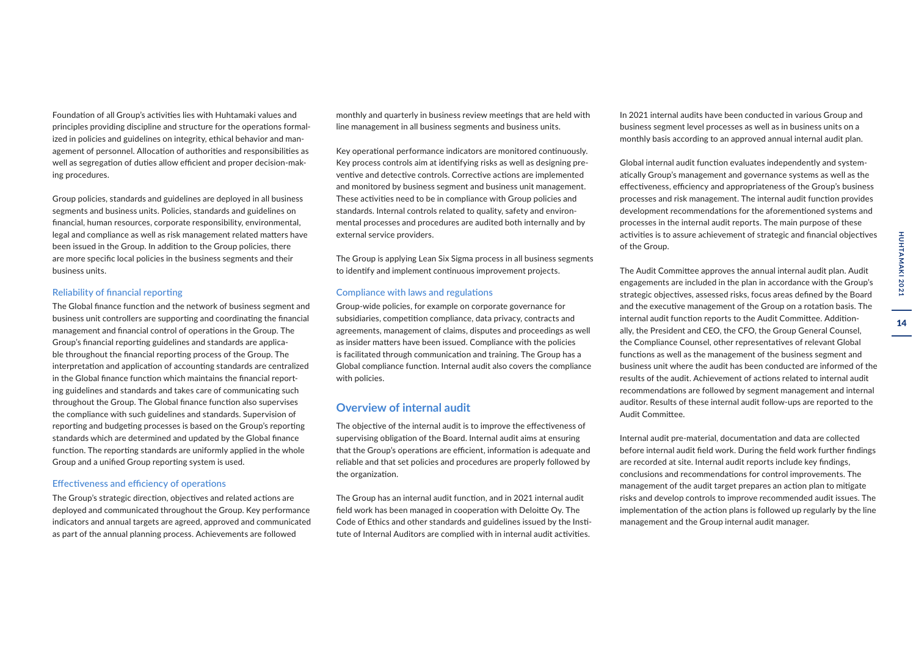Foundation of all Group's activities lies with Huhtamaki values and principles providing discipline and structure for the operations formalized in policies and guidelines on integrity, ethical behavior and management of personnel. Allocation of authorities and responsibilities as well as segregation of duties allow efficient and proper decision-making procedures.

Group policies, standards and guidelines are deployed in all business segments and business units. Policies, standards and guidelines on financial, human resources, corporate responsibility, environmental, legal and compliance as well as risk management related matters have been issued in the Group. In addition to the Group policies, there are more specific local policies in the business segments and their business units.

### Reliability of financial reporting

The Global finance function and the network of business segment and business unit controllers are supporting and coordinating the financial management and financial control of operations in the Group. The Group's financial reporting guidelines and standards are applicable throughout the financial reporting process of the Group. The interpretation and application of accounting standards are centralized in the Global finance function which maintains the financial reporting guidelines and standards and takes care of communicating such throughout the Group. The Global finance function also supervises the compliance with such guidelines and standards. Supervision of reporting and budgeting processes is based on the Group's reporting standards which are determined and updated by the Global finance function. The reporting standards are uniformly applied in the whole Group and a unified Group reporting system is used.

### Effectiveness and efficiency of operations

The Group's strategic direction, objectives and related actions are deployed and communicated throughout the Group. Key performance indicators and annual targets are agreed, approved and communicated as part of the annual planning process. Achievements are followed monthly and quarterly in business review meetings that are held with line management in all business segments and business units.

Key operational performance indicators are monitored continuously. Key process controls aim at identifying risks as well as designing preventive and detective controls. Corrective actions are implemented and monitored by business segment and business unit management. These activities need to be in compliance with Group policies and standards. Internal controls related to quality, safety and environmental processes and procedures are audited both internally and by external service providers.

The Group is applying Lean Six Sigma process in all business segments to identify and implement continuous improvement projects.

### Compliance with laws and regulations

Group-wide policies, for example on corporate governance for subsidiaries, competition compliance, data privacy, contracts and agreements, management of claims, disputes and proceedings as well as insider matters have been issued. Compliance with the policies is facilitated through communication and training. The Group has a Global compliance function. Internal audit also covers the compliance with policies.

## Overview of internal audit

The objective of the internal audit is to improve the effectiveness of supervising obligation of the Board. Internal audit aims at ensuring that the Group's operations are efficient, information is adequate and reliable and that set policies and procedures are properly followed by the organization.

The Group has an internal audit function, and in 2021 internal audit field work has been managed in cooperation with Deloitte Oy. The Code of Ethics and other standards and guidelines issued by the Institute of Internal Auditors are complied with in internal audit activities.

In 2021 internal audits have been conducted in various Group and business segment level processes as well as in business units on a monthly basis according to an approved annual internal audit plan.

Global internal audit function evaluates independently and systematically Group's management and governance systems as well as the effectiveness, efficiency and appropriateness of the Group's business processes and risk management. The internal audit function provides development recommendations for the aforementioned systems and processes in the internal audit reports. The main purpose of these activities is to assure achievement of strategic and financial objectives of the Group.

The Audit Committee approves the annual internal audit plan. Audit engagements are included in the plan in accordance with the Group's strategic objectives, assessed risks, focus areas defined by the Board and the executive management of the Group on a rotation basis. The internal audit function reports to the Audit Committee. Additionally, the President and CEO, the CFO, the Group General Counsel, the Compliance Counsel, other representatives of relevant Global functions as well as the management of the business segment and business unit where the audit has been conducted are informed of the results of the audit. Achievement of actions related to internal audit recommendations are followed by segment management and internal auditor. Results of these internal audit follow-ups are reported to the Audit Committee.

Internal audit pre-material, documentation and data are collected before internal audit field work. During the field work further findings are recorded at site. Internal audit reports include key findings, conclusions and recommendations for control improvements. The management of the audit target prepares an action plan to mitigate risks and develop controls to improve recommended audit issues. The implementation of the action plans is followed up regularly by the line management and the Group internal audit manager.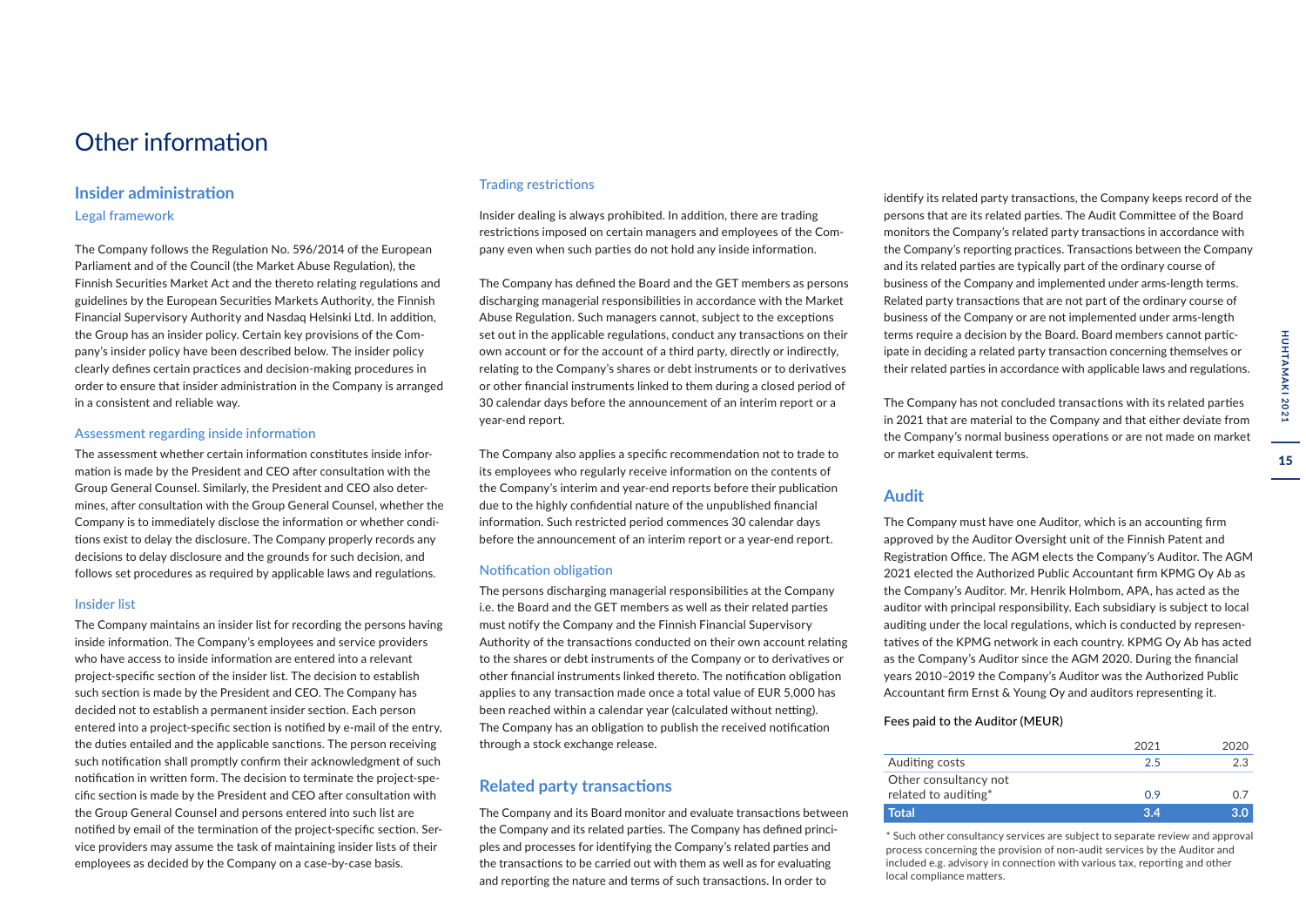# Other information

## Insider administration

### Legal framework

The Company follows the Regulation No. 596/2014 of the European Parliament and of the Council (the Market Abuse Regulation), the Finnish Securities Market Act and the thereto relating regulations and guidelines by the European Securities Markets Authority, the Finnish Financial Supervisory Authority and Nasdaq Helsinki Ltd. In addition, the Group has an insider policy. Certain key provisions of the Company's insider policy have been described below. The insider policy clearly defines certain practices and decision-making procedures in order to ensure that insider administration in the Company is arranged in a consistent and reliable way.

### Assessment regarding inside information

The assessment whether certain information constitutes inside information is made by the President and CEO after consultation with the Group General Counsel. Similarly, the President and CEO also determines, after consultation with the Group General Counsel, whether the Company is to immediately disclose the information or whether conditions exist to delay the disclosure. The Company properly records any decisions to delay disclosure and the grounds for such decision, and follows set procedures as required by applicable laws and regulations.

### Insider list

The Company maintains an insider list for recording the persons having inside information. The Company's employees and service providers who have access to inside information are entered into a relevant project-specific section of the insider list. The decision to establish such section is made by the President and CEO. The Company has decided not to establish a permanent insider section. Each person entered into a project-specific section is notified by e-mail of the entry, the duties entailed and the applicable sanctions. The person receiving such notification shall promptly confirm their acknowledgment of such notification in written form. The decision to terminate the project-specific section is made by the President and CEO after consultation with the Group General Counsel and persons entered into such list are notified by email of the termination of the project-specific section. Service providers may assume the task of maintaining insider lists of their employees as decided by the Company on a case-by-case basis.

### Trading restrictions

Insider dealing is always prohibited. In addition, there are trading restrictions imposed on certain managers and employees of the Company even when such parties do not hold any inside information.

The Company has defined the Board and the GET members as persons discharging managerial responsibilities in accordance with the Market Abuse Regulation. Such managers cannot, subject to the exceptions set out in the applicable regulations, conduct any transactions on their own account or for the account of a third party, directly or indirectly, relating to the Company's shares or debt instruments or to derivatives or other financial instruments linked to them during a closed period of 30 calendar days before the announcement of an interim report or a year-end report.

The Company also applies a specific recommendation not to trade to its employees who regularly receive information on the contents of the Company's interim and year-end reports before their publication due to the highly confidential nature of the unpublished financial information. Such restricted period commences 30 calendar days before the announcement of an interim report or a year-end report.

### Notification obligation

The persons discharging managerial responsibilities at the Company i.e. the Board and the GET members as well as their related parties must notify the Company and the Finnish Financial Supervisory Authority of the transactions conducted on their own account relating to the shares or debt instruments of the Company or to derivatives or other financial instruments linked thereto. The notification obligation applies to any transaction made once a total value of EUR 5,000 has been reached within a calendar year (calculated without netting). The Company has an obligation to publish the received notification through a stock exchange release.

## Related party transactions

The Company and its Board monitor and evaluate transactions between the Company and its related parties. The Company has defined principles and processes for identifying the Company's related parties and the transactions to be carried out with them as well as for evaluating and reporting the nature and terms of such transactions. In order to identify its related party transactions, the Company keeps record of the persons that are its related parties. The Audit Committee of the Board monitors the Company's related party transactions in accordance with the Company's reporting practices. Transactions between the Company and its related parties are typically part of the ordinary course of business of the Company and implemented under arms-length terms. Related party transactions that are not part of the ordinary course of business of the Company or are not implemented under arms-length terms require a decision by the Board. Board members cannot participate in deciding a related party transaction concerning themselves or their related parties in accordance with applicable laws and regulations.

The Company has not concluded transactions with its related parties in 2021 that are material to the Company and that either deviate from the Company's normal business operations or are not made on market or market equivalent terms.

## Audit

The Company must have one Auditor, which is an accounting firm approved by the Auditor Oversight unit of the Finnish Patent and Registration Office. The AGM elects the Company's Auditor. The AGM 2021 elected the Authorized Public Accountant firm KPMG Oy Ab as the Company's Auditor. Mr. Henrik Holmbom, APA, has acted as the auditor with principal responsibility. Each subsidiary is subject to local auditing under the local regulations, which is conducted by representatives of the KPMG network in each country. KPMG Oy Ab has acted as the Company's Auditor since the AGM 2020. During the financial years 2010–2019 the Company's Auditor was the Authorized Public Accountant firm Ernst & Young Oy and auditors representing it.

Fees paid to the Auditor (MEUR)

| | 2021 | 2020 |
|---|---|---|
| Auditing costs | 2.5 | 2.3 |
| Other consultancy not related to auditing* | 0.9 | 0.7 |
| **Total** | **3.4** | **3.0** |

* Such other consultancy services are subject to separate review and approval process concerning the provision of non-audit services by the Auditor and included e.g. advisory in connection with various tax, reporting and other local compliance matters.